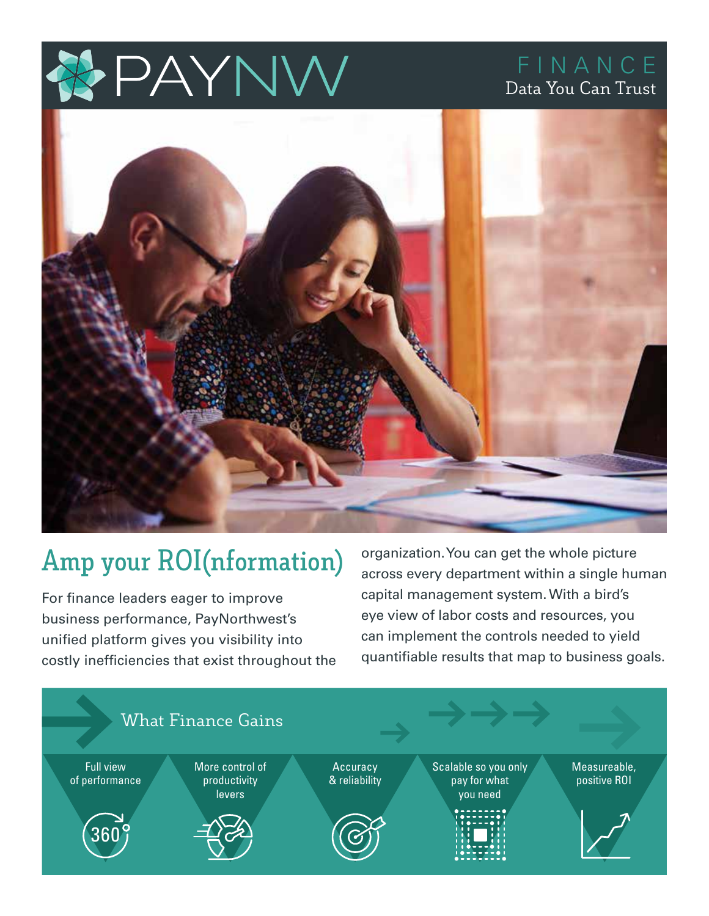# PAYNW

FINANCE
Data You Can Trust

## Amp your ROI(nformation)

For finance leaders eager to improve business performance, PayNorthwest's unified platform gives you visibility into costly inefficiencies that exist throughout the organization. You can get the whole picture across every department within a single human capital management system. With a bird's eye view of labor costs and resources, you can implement the controls needed to yield quantifiable results that map to business goals.

### What Finance Gains

- Full view of performance
- More control of productivity levers
- Accuracy & reliability
- Scalable so you only pay for what you need
- Measureable, positive ROI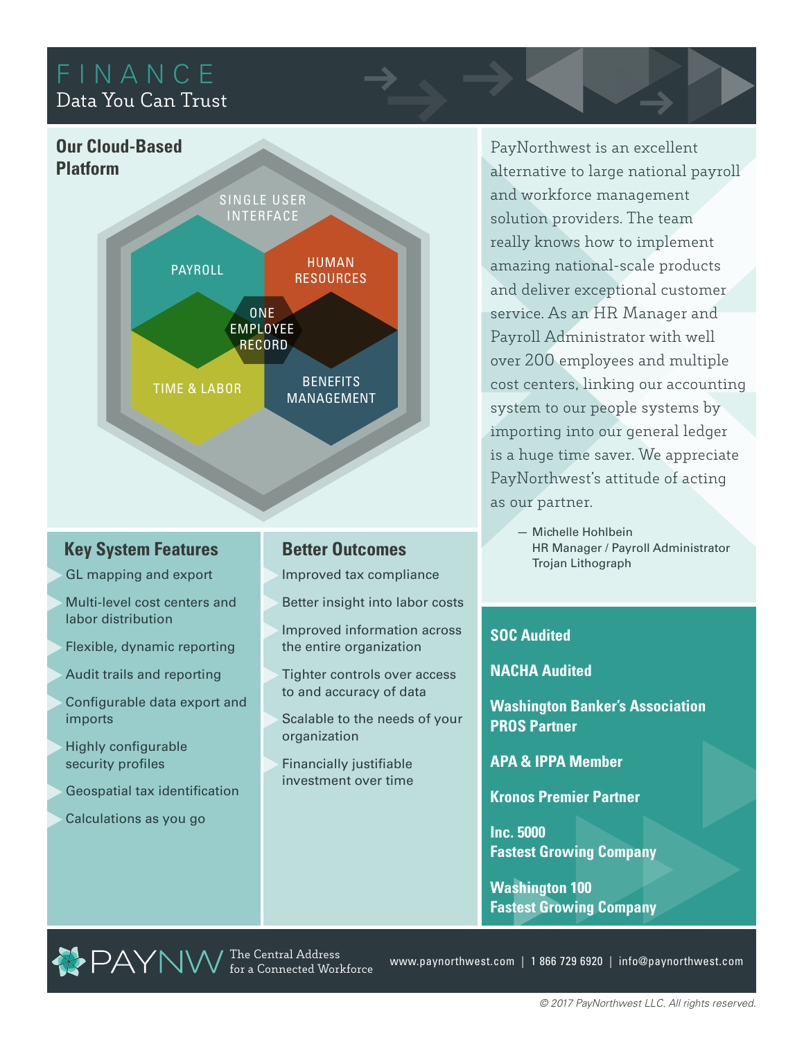# FINANCE

## Data You Can Trust

### Our Cloud-Based Platform

SINGLE USER INTERFACE

PAYROLL

HUMAN RESOURCES

ONE EMPLOYEE RECORD

TIME & LABOR

BENEFITS MANAGEMENT

PayNorthwest is an excellent alternative to large national payroll and workforce management solution providers. The team really knows how to implement amazing national-scale products and deliver exceptional customer service. As an HR Manager and Payroll Administrator with well over 200 employees and multiple cost centers, linking our accounting system to our people systems by importing into our general ledger is a huge time saver. We appreciate PayNorthwest's attitude of acting as our partner.

— Michelle Hohlbein
HR Manager / Payroll Administrator
Trojan Lithograph

### Key System Features

- GL mapping and export
- Multi-level cost centers and labor distribution
- Flexible, dynamic reporting
- Audit trails and reporting
- Configurable data export and imports
- Highly configurable security profiles
- Geospatial tax identification
- Calculations as you go

### Better Outcomes

- Improved tax compliance
- Better insight into labor costs
- Improved information across the entire organization
- Tighter controls over access to and accuracy of data
- Scalable to the needs of your organization
- Financially justifiable investment over time

**SOC Audited**

**NACHA Audited**

**Washington Banker's Association PROS Partner**

**APA & IPPA Member**

**Kronos Premier Partner**

**Inc. 5000 Fastest Growing Company**

**Washington 100 Fastest Growing Company**

PAYNW The Central Address for a Connected Workforce

www.paynorthwest.com | 1 866 729 6920 | info@paynorthwest.com

*© 2017 PayNorthwest LLC. All rights reserved.*